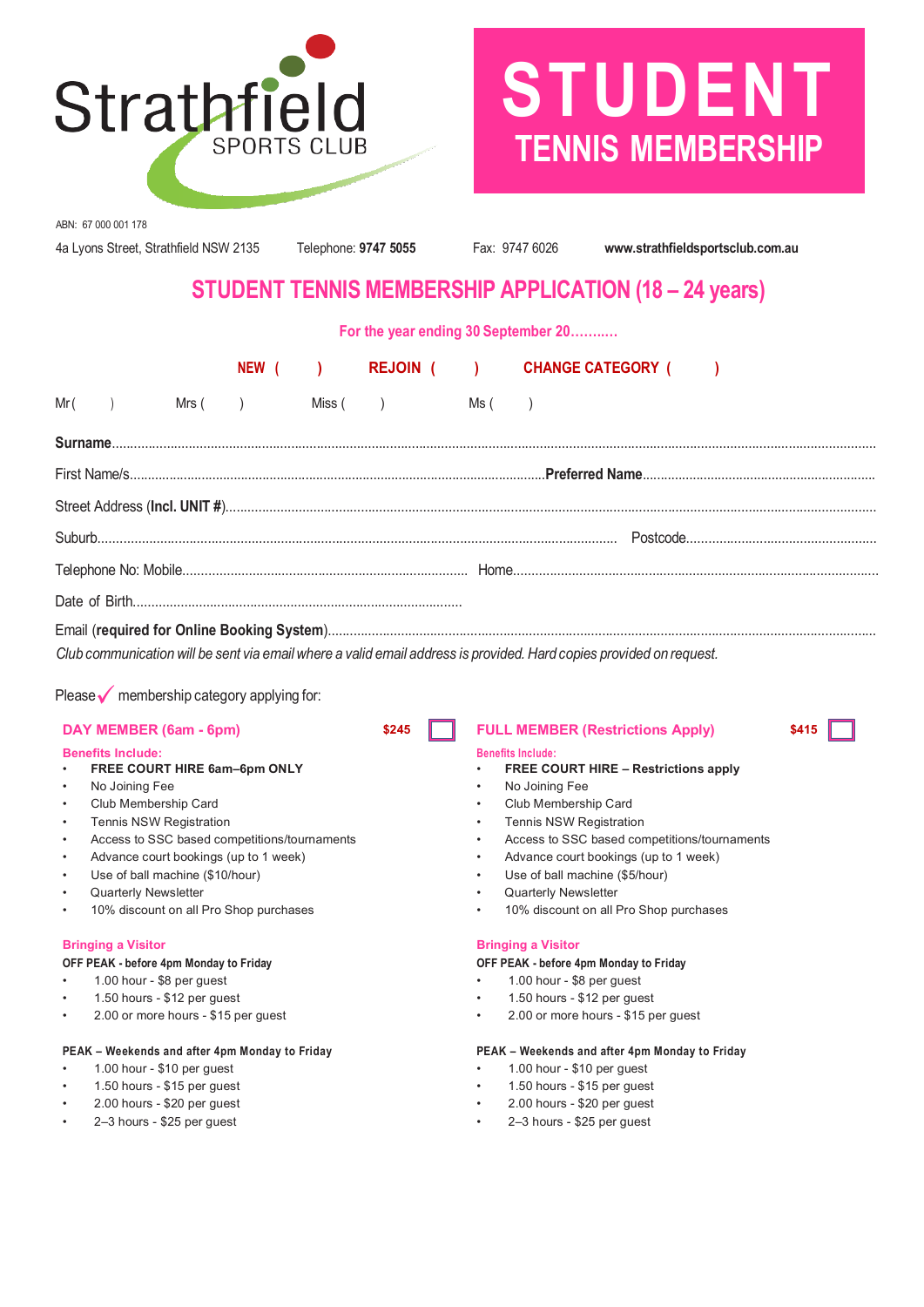Strathfield SPORTS CLUB

# STUDENT TENNIS MEMBERSHIP

ABN: 67 000 001 178

4a Lyons Street, Strathfield NSW 2135 Telephone: **9747 5055** Fax: 9747 6026 **www.strathfieldsportsclub.com.au**

## STUDENT TENNIS MEMBERSHIP APPLICATION (18 – 24 years)

**For the year ending 30 September 20………..**

**NEW ( )** **REJOIN ( )** **CHANGE CATEGORY ( )**

Mr ( ) Mrs ( ) Miss ( ) Ms ( )

**Surname**………………………………………………………………………………………………………………………………

First Name/s……………………………………………………………………………**Preferred Name**………………………………

Street Address (**Incl. UNIT #**)…………………………………………………………………………………………………………

Suburb……………………………………………………………………………………… Postcode……………………………

Telephone No: Mobile……………………………………………… Home……………………………………………………………

Date of Birth………………………………………………………

Email (**required for Online Booking System**)……………………………………………………………………………………

*Club communication will be sent via email where a valid email address is provided. Hard copies provided on request.*

Please ✓ membership category applying for:

### DAY MEMBER (6am - 6pm) $245 ☐

**Benefits Include:**

- **FREE COURT HIRE 6am–6pm ONLY**
- No Joining Fee
- Club Membership Card
- Tennis NSW Registration
- Access to SSC based competitions/tournaments
- Advance court bookings (up to 1 week)
- Use of ball machine ($10/hour)
- Quarterly Newsletter
- 10% discount on all Pro Shop purchases

**Bringing a Visitor**

**OFF PEAK - before 4pm Monday to Friday**

- 1.00 hour - $8 per guest
- 1.50 hours - $12 per guest
- 2.00 or more hours - $15 per guest

**PEAK – Weekends and after 4pm Monday to Friday**

- 1.00 hour - $10 per guest
- 1.50 hours - $15 per guest
- 2.00 hours - $20 per guest
- 2–3 hours - $25 per guest

### FULL MEMBER (Restrictions Apply) $415 ☐

**Benefits Include:**

- **FREE COURT HIRE – Restrictions apply**
- No Joining Fee
- Club Membership Card
- Tennis NSW Registration
- Access to SSC based competitions/tournaments
- Advance court bookings (up to 1 week)
- Use of ball machine ($5/hour)
- Quarterly Newsletter
- 10% discount on all Pro Shop purchases

**Bringing a Visitor**

**OFF PEAK - before 4pm Monday to Friday**

- 1.00 hour - $8 per guest
- 1.50 hours - $12 per guest
- 2.00 or more hours - $15 per guest

**PEAK – Weekends and after 4pm Monday to Friday**

- 1.00 hour - $10 per guest
- 1.50 hours - $15 per guest
- 2.00 hours - $20 per guest
- 2–3 hours - $25 per guest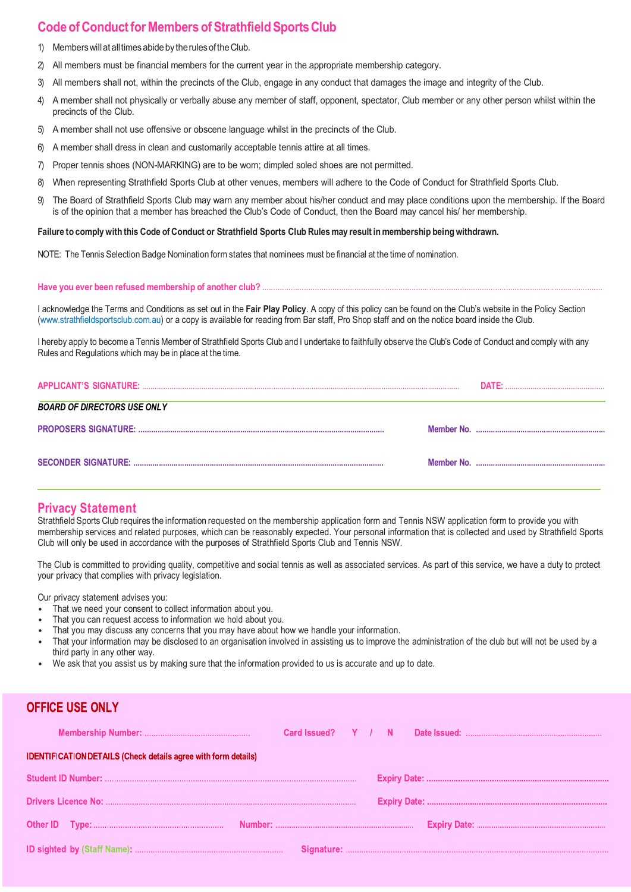## Code of Conduct for Members of Strathfield Sports Club

1) Members will at all times abide by the rules of the Club.
2) All members must be financial members for the current year in the appropriate membership category.
3) All members shall not, within the precincts of the Club, engage in any conduct that damages the image and integrity of the Club.
4) A member shall not physically or verbally abuse any member of staff, opponent, spectator, Club member or any other person whilst within the precincts of the Club.
5) A member shall not use offensive or obscene language whilst in the precincts of the Club.
6) A member shall dress in clean and customarily acceptable tennis attire at all times.
7) Proper tennis shoes (NON-MARKING) are to be worn; dimpled soled shoes are not permitted.
8) When representing Strathfield Sports Club at other venues, members will adhere to the Code of Conduct for Strathfield Sports Club.
9) The Board of Strathfield Sports Club may warn any member about his/her conduct and may place conditions upon the membership. If the Board is of the opinion that a member has breached the Club's Code of Conduct, then the Board may cancel his/ her membership.

**Failure to comply with this Code of Conduct or Strathfield Sports Club Rules may result in membership being withdrawn.**

NOTE: The Tennis Selection Badge Nomination form states that nominees must be financial at the time of nomination.

**Have you ever been refused membership of another club?** ..........................................................

I acknowledge the Terms and Conditions as set out in the **Fair Play Policy**. A copy of this policy can be found on the Club's website in the Policy Section (www.strathfieldsportsclub.com.au) or a copy is available for reading from Bar staff, Pro Shop staff and on the notice board inside the Club.

I hereby apply to become a Tennis Member of Strathfield Sports Club and I undertake to faithfully observe the Club's Code of Conduct and comply with any Rules and Regulations which may be in place at the time.

**APPLICANT'S SIGNATURE:** .......................................................... **DATE:** ..........................

***BOARD OF DIRECTORS USE ONLY***

**PROPOSERS SIGNATURE:** .......................................................... **Member No.** ..........................

**SECONDER SIGNATURE:** .......................................................... **Member No.** ..........................

## Privacy Statement

Strathfield Sports Club requires the information requested on the membership application form and Tennis NSW application form to provide you with membership services and related purposes, which can be reasonably expected. Your personal information that is collected and used by Strathfield Sports Club will only be used in accordance with the purposes of Strathfield Sports Club and Tennis NSW.

The Club is committed to providing quality, competitive and social tennis as well as associated services. As part of this service, we have a duty to protect your privacy that complies with privacy legislation.

Our privacy statement advises you:

- That we need your consent to collect information about you.
- That you can request access to information we hold about you.
- That you may discuss any concerns that you may have about how we handle your information.
- That your information may be disclosed to an organisation involved in assisting us to improve the administration of the club but will not be used by a third party in any other way.
- We ask that you assist us by making sure that the information provided to us is accurate and up to date.

## OFFICE USE ONLY

**Membership Number:** .......................... **Card Issued?** Y / N **Date Issued:** ..........................

**IDENTIFICATION DETAILS (Check details agree with form details)**

**Student ID Number:** .......................................... **Expiry Date:** ..........................

**Drivers Licence No:** .......................................... **Expiry Date:** ..........................

**Other ID Type:** .......................... **Number:** .......................... **Expiry Date:** ..........................

**ID sighted by (Staff Name):** .......................... **Signature:** ..........................